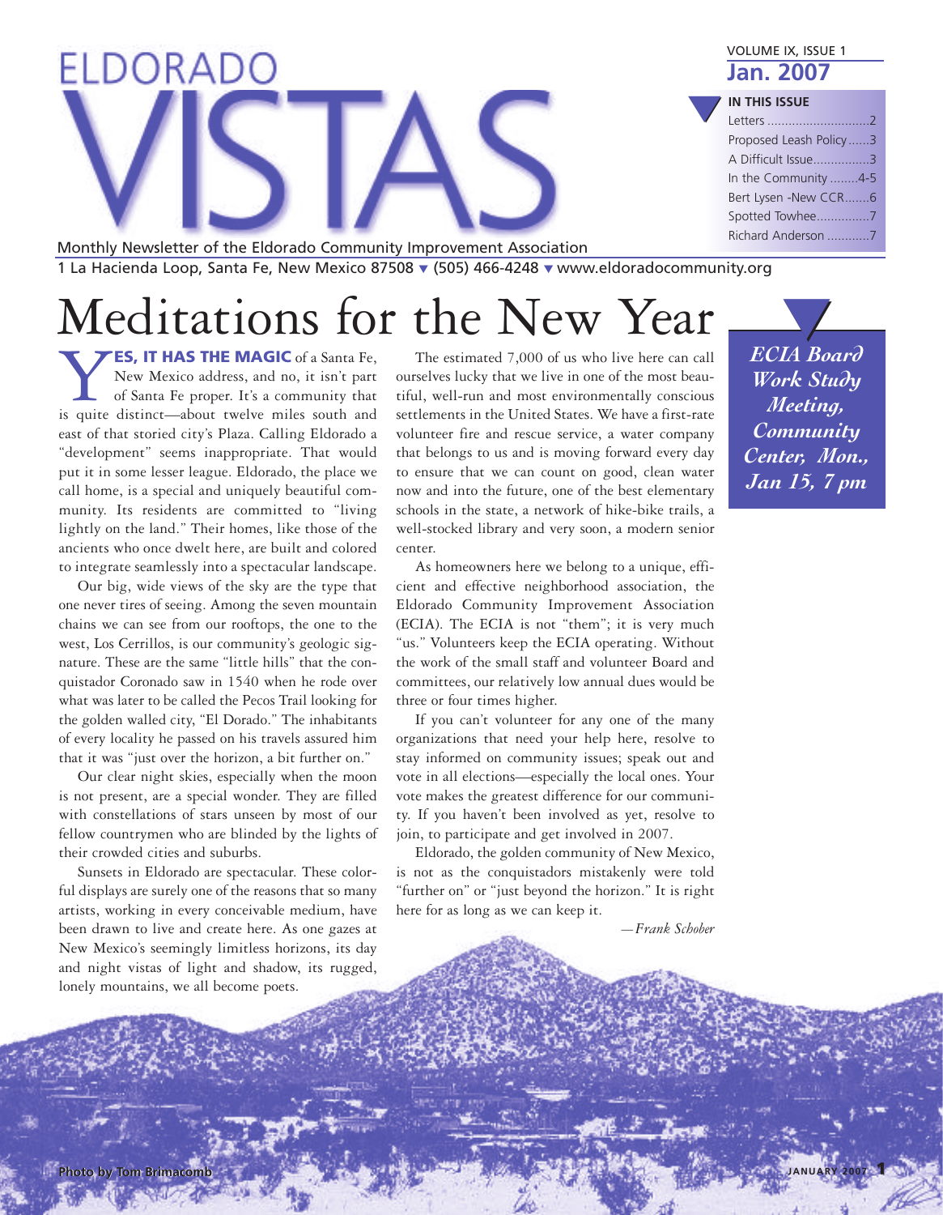# ELDORADO VISTAS

VOLUME IX, ISSUE 1
**Jan. 2007**

**IN THIS ISSUE**

- Letters ............................2
- Proposed Leash Policy......3
- A Difficult Issue................3
- In the Community ........4-5
- Bert Lysen -New CCR.......6
- Spotted Towhee...............7
- Richard Anderson ............7

Monthly Newsletter of the Eldorado Community Improvement Association
1 La Hacienda Loop, Santa Fe, New Mexico 87508 ▾ (505) 466-4248 ▾ www.eldoradocommunity.org

# Meditations for the New Year

*ECIA Board Work Study Meeting, Community Center, Mon., Jan 15, 7 pm*

**YES, IT HAS THE MAGIC** of a Santa Fe, New Mexico address, and no, it isn't part of Santa Fe proper. It's a community that is quite distinct—about twelve miles south and east of that storied city's Plaza. Calling Eldorado a "development" seems inappropriate. That would put it in some lesser league. Eldorado, the place we call home, is a special and uniquely beautiful community. Its residents are committed to "living lightly on the land." Their homes, like those of the ancients who once dwelt here, are built and colored to integrate seamlessly into a spectacular landscape.

Our big, wide views of the sky are the type that one never tires of seeing. Among the seven mountain chains we can see from our rooftops, the one to the west, Los Cerrillos, is our community's geologic signature. These are the same "little hills" that the conquistador Coronado saw in 1540 when he rode over what was later to be called the Pecos Trail looking for the golden walled city, "El Dorado." The inhabitants of every locality he passed on his travels assured him that it was "just over the horizon, a bit further on."

Our clear night skies, especially when the moon is not present, are a special wonder. They are filled with constellations of stars unseen by most of our fellow countrymen who are blinded by the lights of their crowded cities and suburbs.

Sunsets in Eldorado are spectacular. These colorful displays are surely one of the reasons that so many artists, working in every conceivable medium, have been drawn to live and create here. As one gazes at New Mexico's seemingly limitless horizons, its day and night vistas of light and shadow, its rugged, lonely mountains, we all become poets.

The estimated 7,000 of us who live here can call ourselves lucky that we live in one of the most beautiful, well-run and most environmentally conscious settlements in the United States. We have a first-rate volunteer fire and rescue service, a water company that belongs to us and is moving forward every day to ensure that we can count on good, clean water now and into the future, one of the best elementary schools in the state, a network of hike-bike trails, a well-stocked library and very soon, a modern senior center.

As homeowners here we belong to a unique, efficient and effective neighborhood association, the Eldorado Community Improvement Association (ECIA). The ECIA is not "them"; it is very much "us." Volunteers keep the ECIA operating. Without the work of the small staff and volunteer Board and committees, our relatively low annual dues would be three or four times higher.

If you can't volunteer for any one of the many organizations that need your help here, resolve to stay informed on community issues; speak out and vote in all elections—especially the local ones. Your vote makes the greatest difference for our community. If you haven't been involved as yet, resolve to join, to participate and get involved in 2007.

Eldorado, the golden community of New Mexico, is not as the conquistadors mistakenly were told "further on" or "just beyond the horizon." It is right here for as long as we can keep it.

*—Frank Schober*

Photo by Tom Brimacomb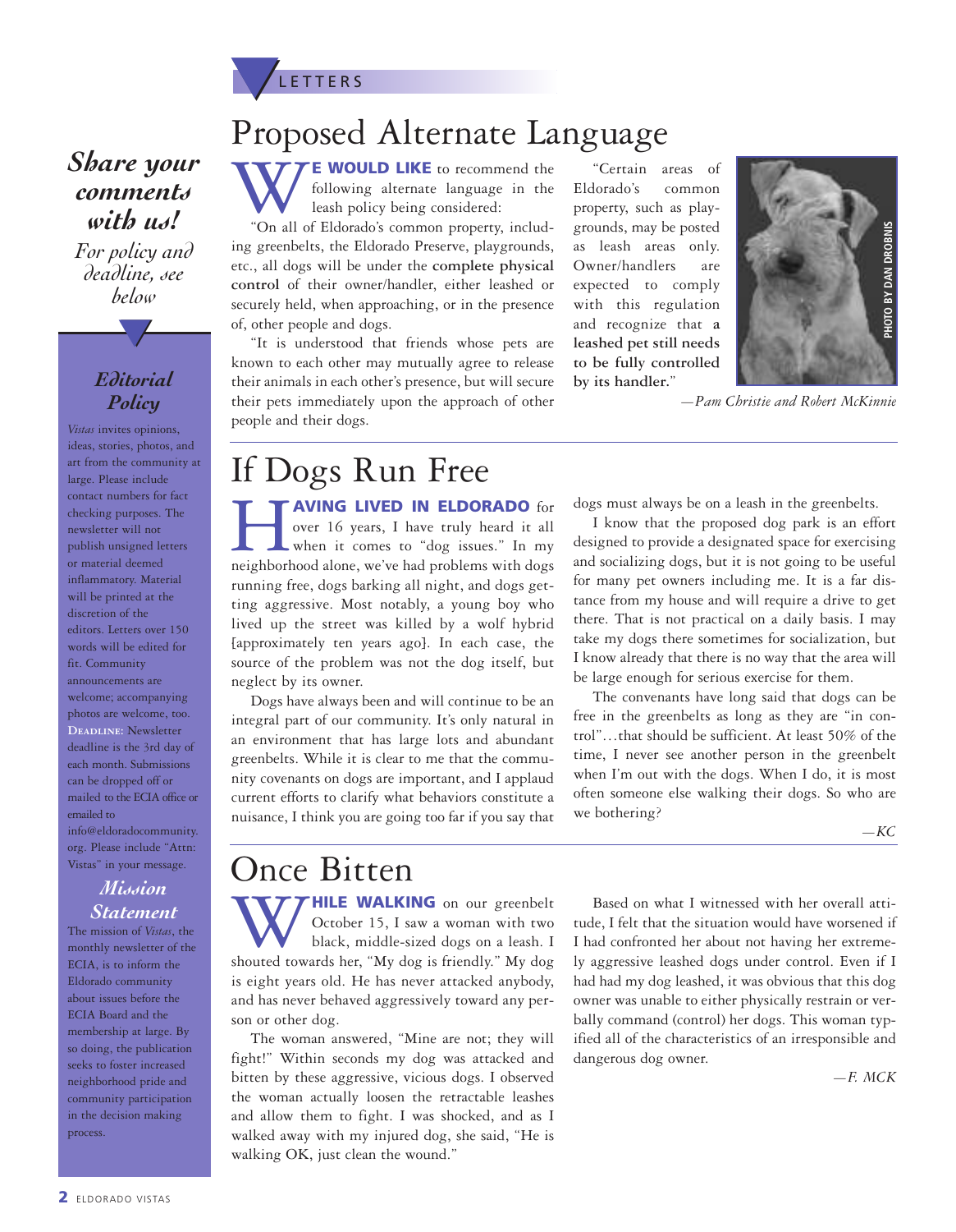LETTERS

# Proposed Alternate Language

**WE WOULD LIKE** to recommend the following alternate language in the leash policy being considered:

"On all of Eldorado's common property, including greenbelts, the Eldorado Preserve, playgrounds, etc., all dogs will be under the **complete physical control** of their owner/handler, either leashed or securely held, when approaching, or in the presence of, other people and dogs.

"It is understood that friends whose pets are known to each other may mutually agree to release their animals in each other's presence, but will secure their pets immediately upon the approach of other people and their dogs.

"Certain areas of Eldorado's common property, such as playgrounds, may be posted as leash areas only. Owner/handlers are expected to comply with this regulation and recognize that **a leashed pet still needs to be fully controlled by its handler.**"

PHOTO BY DAN DROBNIS

*—Pam Christie and Robert McKinnie*

# If Dogs Run Free

**HAVING LIVED IN ELDORADO** for over 16 years, I have truly heard it all when it comes to "dog issues." In my neighborhood alone, we've had problems with dogs running free, dogs barking all night, and dogs getting aggressive. Most notably, a young boy who lived up the street was killed by a wolf hybrid [approximately ten years ago]. In each case, the source of the problem was not the dog itself, but neglect by its owner.

Dogs have always been and will continue to be an integral part of our community. It's only natural in an environment that has large lots and abundant greenbelts. While it is clear to me that the community covenants on dogs are important, and I applaud current efforts to clarify what behaviors constitute a nuisance, I think you are going too far if you say that dogs must always be on a leash in the greenbelts.

I know that the proposed dog park is an effort designed to provide a designated space for exercising and socializing dogs, but it is not going to be useful for many pet owners including me. It is a far distance from my house and will require a drive to get there. That is not practical on a daily basis. I may take my dogs there sometimes for socialization, but I know already that there is no way that the area will be large enough for serious exercise for them.

The convenants have long said that dogs can be free in the greenbelts as long as they are "in control"…that should be sufficient. At least 50% of the time, I never see another person in the greenbelt when I'm out with the dogs. When I do, it is most often someone else walking their dogs. So who are we bothering?

*—KC*

# Once Bitten

**WHILE WALKING** on our greenbelt October 15, I saw a woman with two black, middle-sized dogs on a leash. I shouted towards her, "My dog is friendly." My dog is eight years old. He has never attacked anybody, and has never behaved aggressively toward any person or other dog.

The woman answered, "Mine are not; they will fight!" Within seconds my dog was attacked and bitten by these aggressive, vicious dogs. I observed the woman actually loosen the retractable leashes and allow them to fight. I was shocked, and as I walked away with my injured dog, she said, "He is walking OK, just clean the wound."

Based on what I witnessed with her overall attitude, I felt that the situation would have worsened if I had confronted her about not having her extremely aggressive leashed dogs under control. Even if I had had my dog leashed, it was obvious that this dog owner was unable to either physically restrain or verbally command (control) her dogs. This woman typified all of the characteristics of an irresponsible and dangerous dog owner.

*—F. MCK*

---

## *Share your comments with us!*

*For policy and deadline, see below*

### *Editorial Policy*

*Vistas* invites opinions, ideas, stories, photos, and art from the community at large. Please include contact numbers for fact checking purposes. The newsletter will not publish unsigned letters or material deemed inflammatory. Material will be printed at the discretion of the editors. Letters over 150 words will be edited for fit. Community announcements are welcome; accompanying photos are welcome, too. **Deadline:** Newsletter deadline is the 3rd day of each month. Submissions can be dropped off or mailed to the ECIA office or emailed to info@eldoradocommunity.org. Please include "Attn: Vistas" in your message.

### *Mission Statement*

The mission of *Vistas*, the monthly newsletter of the ECIA, is to inform the Eldorado community about issues before the ECIA Board and the membership at large. By so doing, the publication seeks to foster increased neighborhood pride and community participation in the decision making process.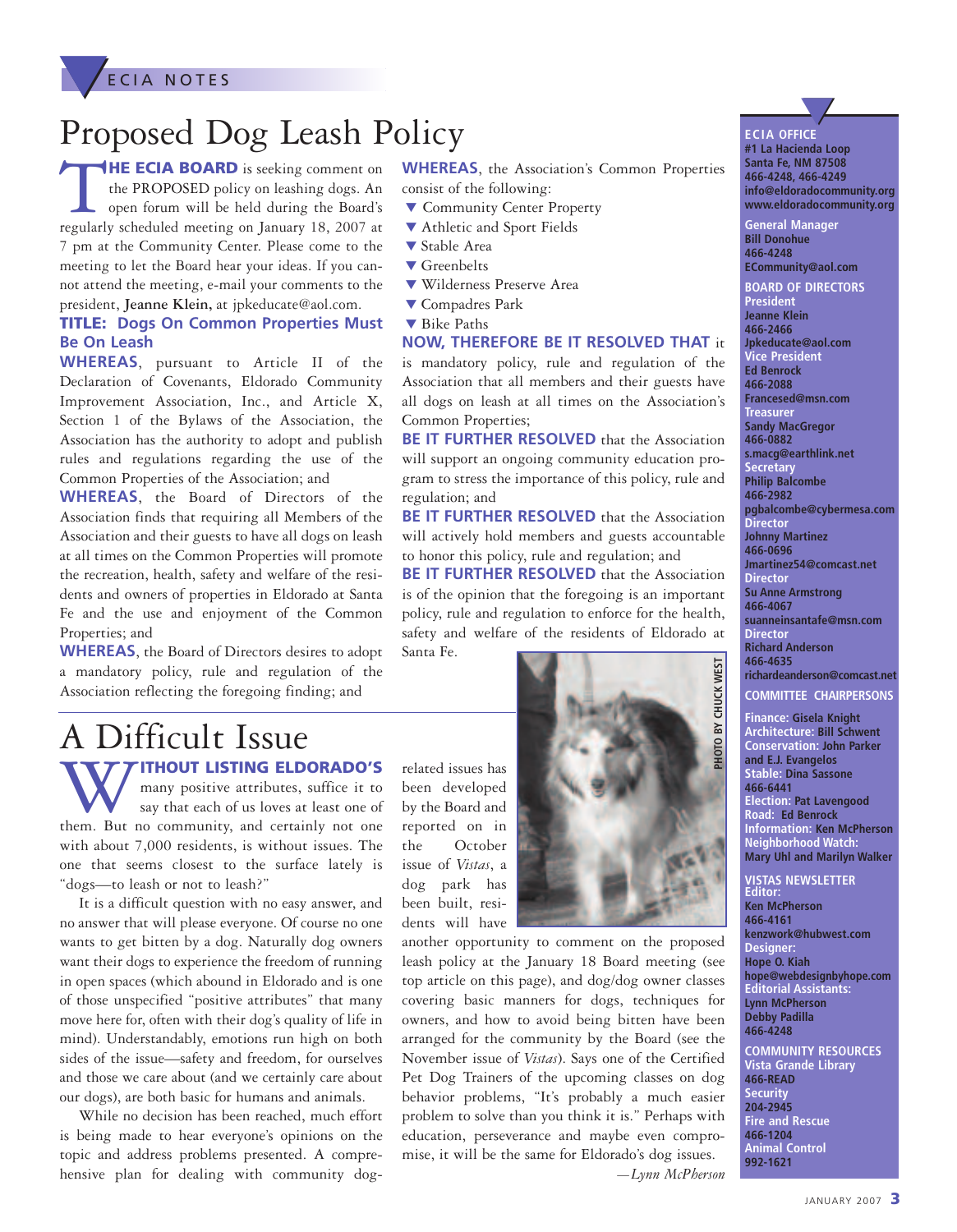ECIA NOTES

# Proposed Dog Leash Policy

**THE ECIA BOARD** is seeking comment on the PROPOSED policy on leashing dogs. An open forum will be held during the Board's regularly scheduled meeting on January 18, 2007 at 7 pm at the Community Center. Please come to the meeting to let the Board hear your ideas. If you cannot attend the meeting, e-mail your comments to the president, **Jeanne Klein,** at jpkeducate@aol.com.

### TITLE: Dogs On Common Properties Must Be On Leash

**WHEREAS**, pursuant to Article II of the Declaration of Covenants, Eldorado Community Improvement Association, Inc., and Article X, Section 1 of the Bylaws of the Association, the Association has the authority to adopt and publish rules and regulations regarding the use of the Common Properties of the Association; and

**WHEREAS**, the Board of Directors of the Association finds that requiring all Members of the Association and their guests to have all dogs on leash at all times on the Common Properties will promote the recreation, health, safety and welfare of the residents and owners of properties in Eldorado at Santa Fe and the use and enjoyment of the Common Properties; and

**WHEREAS**, the Board of Directors desires to adopt a mandatory policy, rule and regulation of the Association reflecting the foregoing finding; and

**WHEREAS**, the Association's Common Properties consist of the following:

- Community Center Property
- Athletic and Sport Fields
- Stable Area
- Greenbelts
- Wilderness Preserve Area
- Compadres Park
- Bike Paths

**NOW, THEREFORE BE IT RESOLVED THAT** it is mandatory policy, rule and regulation of the Association that all members and their guests have all dogs on leash at all times on the Association's Common Properties;

**BE IT FURTHER RESOLVED** that the Association will support an ongoing community education program to stress the importance of this policy, rule and regulation; and

**BE IT FURTHER RESOLVED** that the Association will actively hold members and guests accountable to honor this policy, rule and regulation; and

**BE IT FURTHER RESOLVED** that the Association is of the opinion that the foregoing is an important policy, rule and regulation to enforce for the health, safety and welfare of the residents of Eldorado at Santa Fe.

PHOTO BY CHUCK WEST

# A Difficult Issue

**WITHOUT LISTING ELDORADO'S** many positive attributes, suffice it to say that each of us loves at least one of them. But no community, and certainly not one with about 7,000 residents, is without issues. The one that seems closest to the surface lately is "dogs—to leash or not to leash?"

It is a difficult question with no easy answer, and no answer that will please everyone. Of course no one wants to get bitten by a dog. Naturally dog owners want their dogs to experience the freedom of running in open spaces (which abound in Eldorado and is one of those unspecified "positive attributes" that many move here for, often with their dog's quality of life in mind). Understandably, emotions run high on both sides of the issue—safety and freedom, for ourselves and those we care about (and we certainly care about our dogs), are both basic for humans and animals.

While no decision has been reached, much effort is being made to hear everyone's opinions on the topic and address problems presented. A comprehensive plan for dealing with community dog-related issues has been developed by the Board and reported on in the October issue of *Vistas*, a dog park has been built, residents will have another opportunity to comment on the proposed leash policy at the January 18 Board meeting (see top article on this page), and dog/dog owner classes covering basic manners for dogs, techniques for owners, and how to avoid being bitten have been arranged for the community by the Board (see the November issue of *Vistas*). Says one of the Certified Pet Dog Trainers of the upcoming classes on dog behavior problems, "It's probably a much easier problem to solve than you think it is." Perhaps with education, perseverance and maybe even compromise, it will be the same for Eldorado's dog issues.

*—Lynn McPherson*

**ECIA OFFICE**
#1 La Hacienda Loop
Santa Fe, NM 87508
466-4248, 466-4249
info@eldoradocommunity.org
www.eldoradocommunity.org

**General Manager**
Bill Donohue
466-4248
ECommunity@aol.com

**BOARD OF DIRECTORS**

**President**
Jeanne Klein
466-2466
Jpkeducate@aol.com

**Vice President**
Ed Benrock
466-2088
Francesed@msn.com

**Treasurer**
Sandy MacGregor
466-0882
s.macg@earthlink.net

**Secretary**
Philip Balcombe
466-2982
pgbalcombe@cybermesa.com

**Director**
Johnny Martinez
466-0696
Jmartinez54@comcast.net

**Director**
Su Anne Armstrong
466-4067
suanneinsantafe@msn.com

**Director**
Richard Anderson
466-4635
richardeanderson@comcast.net

**COMMITTEE CHAIRPERSONS**

**Finance:** Gisela Knight
**Architecture:** Bill Schwent
**Conservation:** John Parker and E.J. Evangelos
**Stable:** Dina Sassone 466-6441
**Election:** Pat Lavengood
**Road:** Ed Benrock
**Information:** Ken McPherson
**Neighborhood Watch:** Mary Uhl and Marilyn Walker

**VISTAS NEWSLETTER**

**Editor:**
Ken McPherson
466-4161
kenzwork@hubwest.com

**Designer:**
Hope O. Kiah
hope@webdesignbyhope.com

**Editorial Assistants:**
Lynn McPherson
Debby Padilla
466-4248

**COMMUNITY RESOURCES**

**Vista Grande Library**
466-READ

**Security**
204-2945

**Fire and Rescue**
466-1204

**Animal Control**
992-1621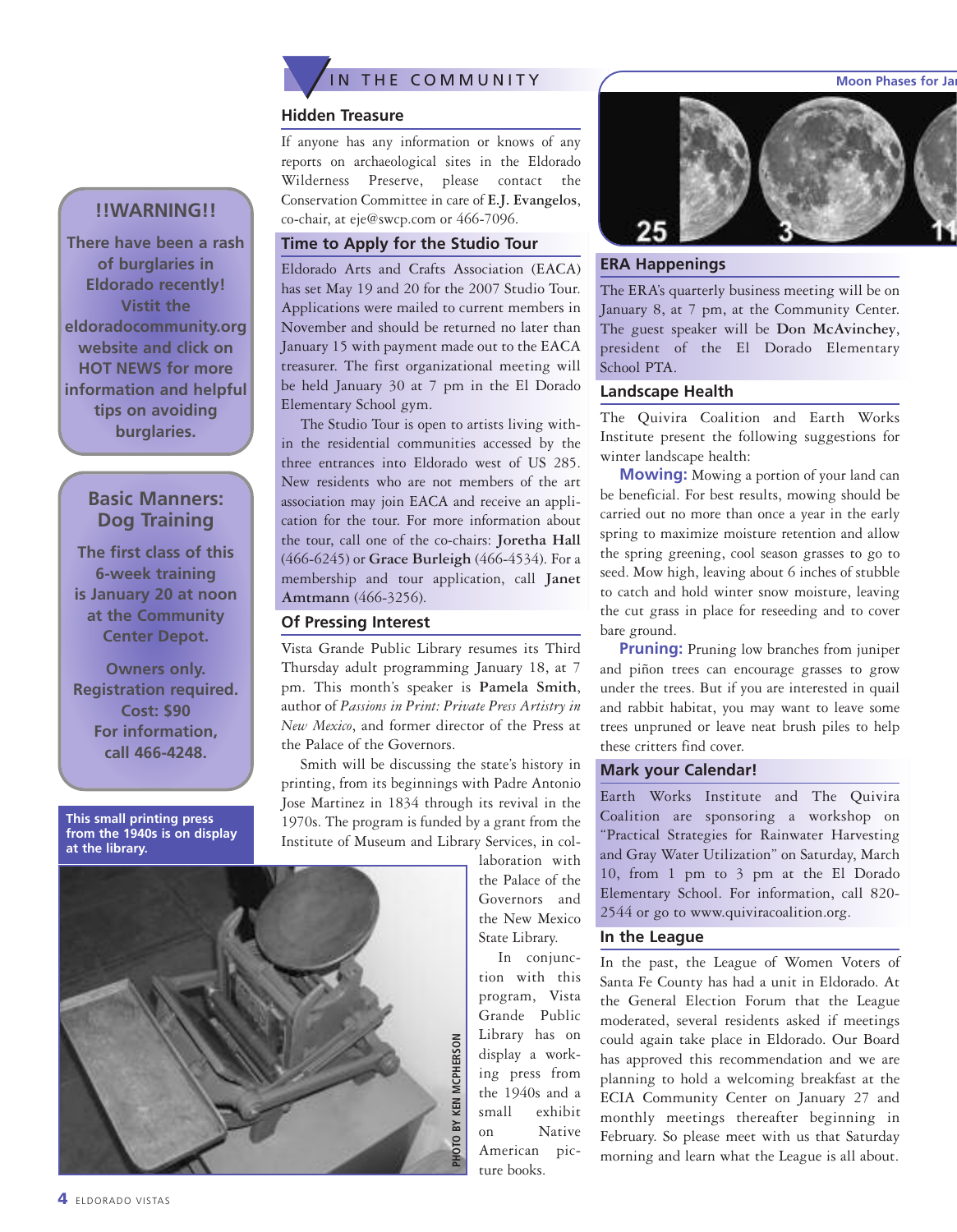# IN THE COMMUNITY

## !!WARNING!!

There have been a rash of burglaries in Eldorado recently! Vistit the eldoradocommunity.org website and click on HOT NEWS for more information and helpful tips on avoiding burglaries.

## Basic Manners: Dog Training

The first class of this 6-week training is January 20 at noon at the Community Center Depot.

Owners only.
Registration required.
Cost: $90
For information, call 466-4248.

## Hidden Treasure

If anyone has any information or knows of any reports on archaeological sites in the Eldorado Wilderness Preserve, please contact the Conservation Committee in care of **E.J. Evangelos**, co-chair, at eje@swcp.com or 466-7096.

## Time to Apply for the Studio Tour

Eldorado Arts and Crafts Association (EACA) has set May 19 and 20 for the 2007 Studio Tour. Applications were mailed to current members in November and should be returned no later than January 15 with payment made out to the EACA treasurer. The first organizational meeting will be held January 30 at 7 pm in the El Dorado Elementary School gym.

The Studio Tour is open to artists living within the residential communities accessed by the three entrances into Eldorado west of US 285. New residents who are not members of the art association may join EACA and receive an application for the tour. For more information about the tour, call one of the co-chairs: **Joretha Hall** (466-6245) or **Grace Burleigh** (466-4534). For a membership and tour application, call **Janet Amtmann** (466-3256).

## Of Pressing Interest

Vista Grande Public Library resumes its Third Thursday adult programming January 18, at 7 pm. This month's speaker is **Pamela Smith**, author of *Passions in Print: Private Press Artistry in New Mexico*, and former director of the Press at the Palace of the Governors.

Smith will be discussing the state's history in printing, from its beginnings with Padre Antonio Jose Martinez in 1834 through its revival in the 1970s. The program is funded by a grant from the Institute of Museum and Library Services, in collaboration with the Palace of the Governors and the New Mexico State Library.

In conjunction with this program, Vista Grande Public Library has on display a working press from the 1940s and a small exhibit on Native American picture books.

This small printing press from the 1940s is on display at the library.

PHOTO BY KEN MCPHERSON

Moon Phases for Ja...

25 3 11

## ERA Happenings

The ERA's quarterly business meeting will be on January 8, at 7 pm, at the Community Center. The guest speaker will be **Don McAvinchey**, president of the El Dorado Elementary School PTA.

## Landscape Health

The Quivira Coalition and Earth Works Institute present the following suggestions for winter landscape health:

**Mowing:** Mowing a portion of your land can be beneficial. For best results, mowing should be carried out no more than once a year in the early spring to maximize moisture retention and allow the spring greening, cool season grasses to go to seed. Mow high, leaving about 6 inches of stubble to catch and hold winter snow moisture, leaving the cut grass in place for reseeding and to cover bare ground.

**Pruning:** Pruning low branches from juniper and piñon trees can encourage grasses to grow under the trees. But if you are interested in quail and rabbit habitat, you may want to leave some trees unpruned or leave neat brush piles to help these critters find cover.

## Mark your Calendar!

Earth Works Institute and The Quivira Coalition are sponsoring a workshop on "Practical Strategies for Rainwater Harvesting and Gray Water Utilization" on Saturday, March 10, from 1 pm to 3 pm at the El Dorado Elementary School. For information, call 820-2544 or go to www.quiviracoalition.org.

## In the League

In the past, the League of Women Voters of Santa Fe County has had a unit in Eldorado. At the General Election Forum that the League moderated, several residents asked if meetings could again take place in Eldorado. Our Board has approved this recommendation and we are planning to hold a welcoming breakfast at the ECIA Community Center on January 27 and monthly meetings thereafter beginning in February. So please meet with us that Saturday morning and learn what the League is all about.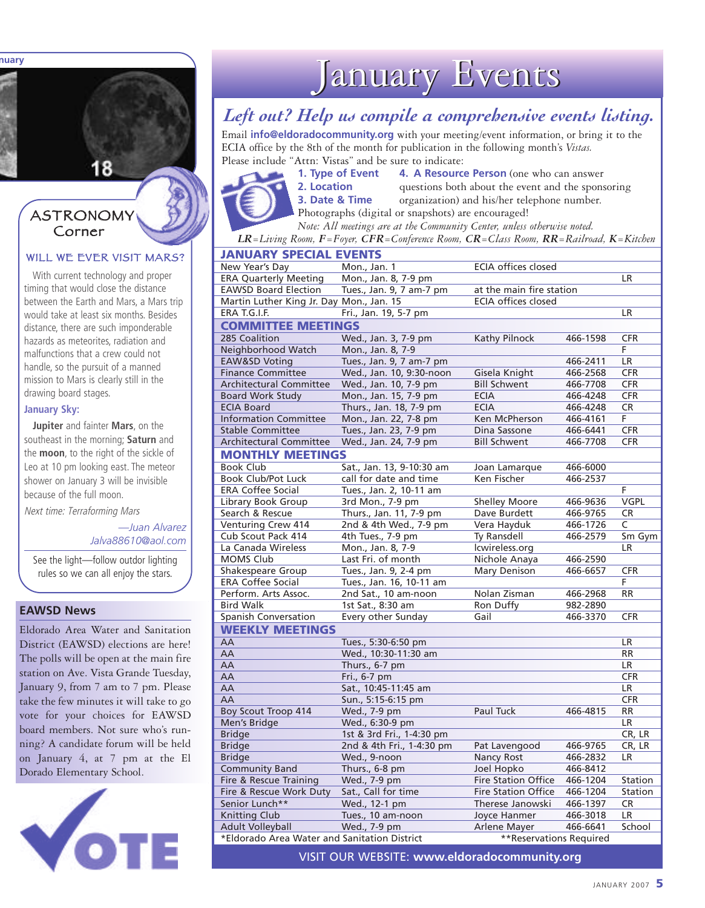## Astronomy Corner

### WILL WE EVER VISIT MARS?

With current technology and proper timing that would close the distance between the Earth and Mars, a Mars trip would take at least six months. Besides distance, there are such imponderable hazards as meteorites, radiation and malfunctions that a crew could not handle, so the pursuit of a manned mission to Mars is clearly still in the drawing board stages.

**January Sky:**

**Jupiter** and fainter **Mars**, on the southeast in the morning; **Saturn** and the **moon**, to the right of the sickle of Leo at 10 pm looking east. The meteor shower on January 3 will be invisible because of the full moon.

*Next time: Terraforming Mars*

*—Juan Alvarez*
*Jalva88610@aol.com*

See the light—follow outdor lighting rules so we can all enjoy the stars.

## EAWSD News

Eldorado Area Water and Sanitation District (EAWSD) elections are here! The polls will be open at the main fire station on Ave. Vista Grande Tuesday, January 9, from 7 am to 7 pm. Please take the few minutes it will take to go vote for your choices for EAWSD board members. Not sure who's running? A candidate forum will be held on January 4, at 7 pm at the El Dorado Elementary School.

VOTE

# January Events

## *Left out? Help us compile a comprehensive events listing.*

Email **info@eldoradocommunity.org** with your meeting/event information, or bring it to the ECIA office by the 8th of the month for publication in the following month's *Vistas.* Please include "Attn: Vistas" and be sure to indicate:

**1. Type of Event**
**2. Location**
**3. Date & Time**
**4. A Resource Person** (one who can answer questions both about the event and the sponsoring organization) and his/her telephone number.

Photographs (digital or snapshots) are encouraged!

*Note: All meetings are at the Community Center, unless otherwise noted.*

***LR****=Living Room,* ***F****=Foyer,* ***CFR****=Conference Room,* ***CR****=Class Room,* ***RR****=Railroad,* ***K****=Kitchen*

| JANUARY SPECIAL EVENTS | | | | |
|---|---|---|---|---|
| New Year's Day | Mon., Jan. 1 | ECIA offices closed | | |
| ERA Quarterly Meeting | Mon., Jan. 8, 7-9 pm | | | LR |
| EAWSD Board Election | Tues., Jan. 9, 7 am-7 pm | at the main fire station | | |
| Martin Luther King Jr. Day | Mon., Jan. 15 | ECIA offices closed | | |
| ERA T.G.I.F. | Fri., Jan. 19, 5-7 pm | | | LR |
| **COMMITTEE MEETINGS** | | | | |
| 285 Coalition | Wed., Jan. 3, 7-9 pm | Kathy Pilnock | 466-1598 | CFR |
| Neighborhood Watch | Mon., Jan. 8, 7-9 | | | F |
| EAW&SD Voting | Tues., Jan. 9, 7 am-7 pm | | 466-2411 | LR |
| Finance Committee | Wed., Jan. 10, 9:30-noon | Gisela Knight | 466-2568 | CFR |
| Architectural Committee | Wed., Jan. 10, 7-9 pm | Bill Schwent | 466-7708 | CFR |
| Board Work Study | Mon., Jan. 15, 7-9 pm | ECIA | 466-4248 | CFR |
| ECIA Board | Thurs., Jan. 18, 7-9 pm | ECIA | 466-4248 | CR |
| Information Committee | Mon., Jan. 22, 7-8 pm | Ken McPherson | 466-4161 | F |
| Stable Committee | Tues., Jan. 23, 7-9 pm | Dina Sassone | 466-6441 | CFR |
| Architectural Committee | Wed., Jan. 24, 7-9 pm | Bill Schwent | 466-7708 | CFR |
| **MONTHLY MEETINGS** | | | | |
| Book Club | Sat., Jan. 13, 9-10:30 am | Joan Lamarque | 466-6000 | |
| Book Club/Pot Luck | call for date and time | Ken Fischer | 466-2537 | |
| ERA Coffee Social | Tues., Jan. 2, 10-11 am | | | F |
| Library Book Group | 3rd Mon., 7-9 pm | Shelley Moore | 466-9636 | VGPL |
| Search & Rescue | Thurs., Jan. 11, 7-9 pm | Dave Burdett | 466-9765 | CR |
| Venturing Crew 414 | 2nd & 4th Wed., 7-9 pm | Vera Hayduk | 466-1726 | C |
| Cub Scout Pack 414 | 4th Tues., 7-9 pm | Ty Ransdell | 466-2579 | Sm Gym |
| La Canada Wireless | Mon., Jan. 8, 7-9 | lcwireless.org | | LR |
| MOMS Club | Last Fri. of month | Nichole Anaya | 466-2590 | |
| Shakespeare Group | Tues., Jan. 9, 2-4 pm | Mary Denison | 466-6657 | CFR |
| ERA Coffee Social | Tues., Jan. 16, 10-11 am | | | F |
| Perform. Arts Assoc. | 2nd Sat., 10 am-noon | Nolan Zisman | 466-2968 | RR |
| Bird Walk | 1st Sat., 8:30 am | Ron Duffy | 982-2890 | |
| Spanish Conversation | Every other Sunday | Gail | 466-3370 | CFR |
| **WEEKLY MEETINGS** | | | | |
| AA | Tues., 5:30-6:50 pm | | | LR |
| AA | Wed., 10:30-11:30 am | | | RR |
| AA | Thurs., 6-7 pm | | | LR |
| AA | Fri., 6-7 pm | | | CFR |
| AA | Sat., 10:45-11:45 am | | | LR |
| AA | Sun., 5:15-6:15 pm | | | CFR |
| Boy Scout Troop 414 | Wed., 7-9 pm | Paul Tuck | 466-4815 | RR |
| Men's Bridge | Wed., 6:30-9 pm | | | LR |
| Bridge | 1st & 3rd Fri., 1-4:30 pm | | | CR, LR |
| Bridge | 2nd & 4th Fri., 1-4:30 pm | Pat Lavengood | 466-9765 | CR, LR |
| Bridge | Wed., 9-noon | Nancy Rost | 466-2832 | LR |
| Community Band | Thurs., 6-8 pm | Joel Hopko | 466-8412 | |
| Fire & Rescue Training | Wed., 7-9 pm | Fire Station Office | 466-1204 | Station |
| Fire & Rescue Work Duty | Sat., Call for time | Fire Station Office | 466-1204 | Station |
| Senior Lunch** | Wed., 12-1 pm | Therese Janowski | 466-1397 | CR |
| Knitting Club | Tues., 10 am-noon | Joyce Hanmer | 466-3018 | LR |
| Adult Volleyball | Wed., 7-9 pm | Arlene Mayer | 466-6641 | School |

*Eldorado Area Water and Sanitation District **Reservations Required

VISIT OUR WEBSITE: **www.eldoradocommunity.org**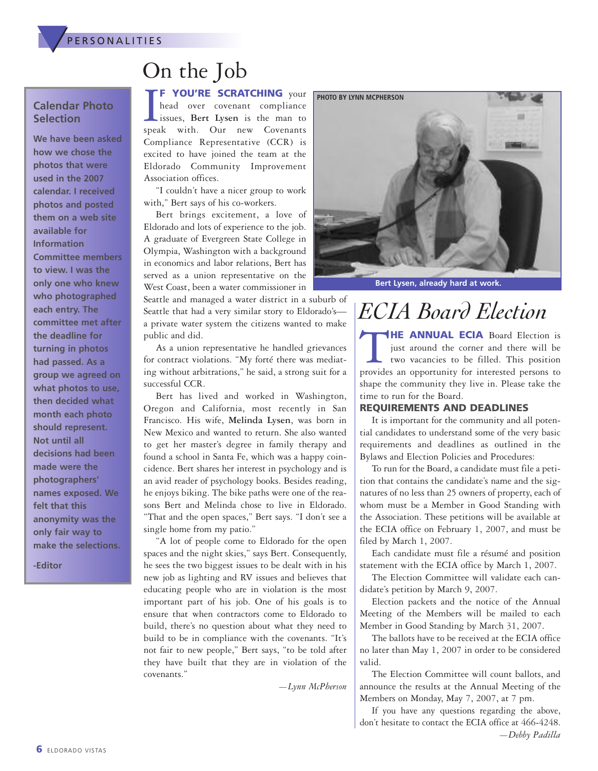PERSONALITIES

## Calendar Photo Selection

**We have been asked how we chose the photos that were used in the 2007 calendar. I received photos and posted them on a web site available for Information Committee members to view. I was the only one who knew who photographed each entry. The committee met after the deadline for turning in photos had passed. As a group we agreed on what photos to use, then decided what month each photo should represent. Not until all decisions had been made were the photographers' names exposed. We felt that this anonymity was the only fair way to make the selections.**

**-Editor**

# On the Job

**IF YOU'RE SCRATCHING** your head over covenant compliance issues, **Bert Lysen** is the man to speak with. Our new Covenants Compliance Representative (CCR) is excited to have joined the team at the Eldorado Community Improvement Association offices.

"I couldn't have a nicer group to work with," Bert says of his co-workers.

Bert brings excitement, a love of Eldorado and lots of experience to the job. A graduate of Evergreen State College in Olympia, Washington with a background in economics and labor relations, Bert has served as a union representative on the West Coast, been a water commissioner in Seattle and managed a water district in a suburb of Seattle that had a very similar story to Eldorado's—a private water system the citizens wanted to make public and did.

As a union representative he handled grievances for contract violations. "My forté there was mediating without arbitrations," he said, a strong suit for a successful CCR.

Bert has lived and worked in Washington, Oregon and California, most recently in San Francisco. His wife, **Melinda Lysen**, was born in New Mexico and wanted to return. She also wanted to get her master's degree in family therapy and found a school in Santa Fe, which was a happy coincidence. Bert shares her interest in psychology and is an avid reader of psychology books. Besides reading, he enjoys biking. The bike paths were one of the reasons Bert and Melinda chose to live in Eldorado. "That and the open spaces," Bert says. "I don't see a single home from my patio."

"A lot of people come to Eldorado for the open spaces and the night skies," says Bert. Consequently, he sees the two biggest issues to be dealt with in his new job as lighting and RV issues and believes that educating people who are in violation is the most important part of his job. One of his goals is to ensure that when contractors come to Eldorado to build, there's no question about what they need to build to be in compliance with the covenants. "It's not fair to new people," Bert says, "to be told after they have built that they are in violation of the covenants."

*—Lynn McPherson*

PHOTO BY LYNN MCPHERSON

**Bert Lysen, already hard at work.**

# *ECIA Board Election*

**THE ANNUAL ECIA** Board Election is just around the corner and there will be two vacancies to be filled. This position provides an opportunity for interested persons to shape the community they live in. Please take the time to run for the Board.

### REQUIREMENTS AND DEADLINES

It is important for the community and all potential candidates to understand some of the very basic requirements and deadlines as outlined in the Bylaws and Election Policies and Procedures:

To run for the Board, a candidate must file a petition that contains the candidate's name and the signatures of no less than 25 owners of property, each of whom must be a Member in Good Standing with the Association. These petitions will be available at the ECIA office on February 1, 2007, and must be filed by March 1, 2007.

Each candidate must file a résumé and position statement with the ECIA office by March 1, 2007.

The Election Committee will validate each candidate's petition by March 9, 2007.

Election packets and the notice of the Annual Meeting of the Members will be mailed to each Member in Good Standing by March 31, 2007.

The ballots have to be received at the ECIA office no later than May 1, 2007 in order to be considered valid.

The Election Committee will count ballots, and announce the results at the Annual Meeting of the Members on Monday, May 7, 2007, at 7 pm.

If you have any questions regarding the above, don't hesitate to contact the ECIA office at 466-4248.

*—Debby Padilla*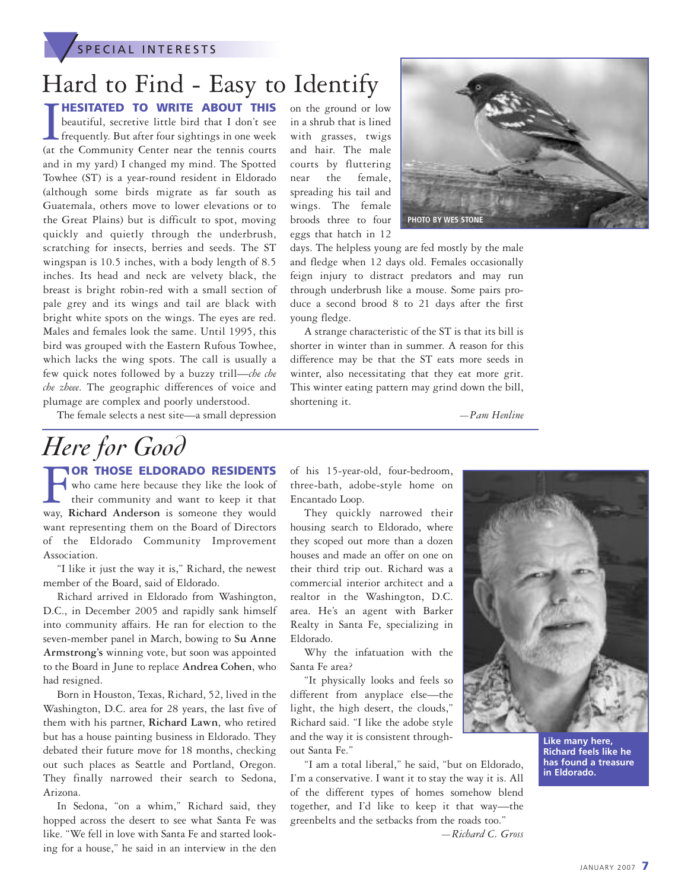SPECIAL INTERESTS

# Hard to Find - Easy to Identify

**I HESITATED TO WRITE ABOUT THIS** beautiful, secretive little bird that I don't see frequently. But after four sightings in one week (at the Community Center near the tennis courts and in my yard) I changed my mind. The Spotted Towhee (ST) is a year-round resident in Eldorado (although some birds migrate as far south as Guatemala, others move to lower elevations or to the Great Plains) but is difficult to spot, moving quickly and quietly through the underbrush, scratching for insects, berries and seeds. The ST wingspan is 10.5 inches, with a body length of 8.5 inches. Its head and neck are velvety black, the breast is bright robin-red with a small section of pale grey and its wings and tail are black with bright white spots on the wings. The eyes are red. Males and females look the same. Until 1995, this bird was grouped with the Eastern Rufous Towhee, which lacks the wing spots. The call is usually a few quick notes followed by a buzzy trill—*che che che zheee*. The geographic differences of voice and plumage are complex and poorly understood.

The female selects a nest site—a small depression on the ground or low in a shrub that is lined with grasses, twigs and hair. The male courts by fluttering near the female, spreading his tail and wings. The female broods three to four eggs that hatch in 12 days. The helpless young are fed mostly by the male and fledge when 12 days old. Females occasionally feign injury to distract predators and may run through underbrush like a mouse. Some pairs produce a second brood 8 to 21 days after the first young fledge.

PHOTO BY WES STONE

A strange characteristic of the ST is that its bill is shorter in winter than in summer. A reason for this difference may be that the ST eats more seeds in winter, also necessitating that they eat more grit. This winter eating pattern may grind down the bill, shortening it.

*—Pam Henline*

# *Here for Good*

**FOR THOSE ELDORADO RESIDENTS** who came here because they like the look of their community and want to keep it that way, **Richard Anderson** is someone they would want representing them on the Board of Directors of the Eldorado Community Improvement Association.

"I like it just the way it is," Richard, the newest member of the Board, said of Eldorado.

Richard arrived in Eldorado from Washington, D.C., in December 2005 and rapidly sank himself into community affairs. He ran for election to the seven-member panel in March, bowing to **Su Anne Armstrong's** winning vote, but soon was appointed to the Board in June to replace **Andrea Cohen**, who had resigned.

Born in Houston, Texas, Richard, 52, lived in the Washington, D.C. area for 28 years, the last five of them with his partner, **Richard Lawn**, who retired but has a house painting business in Eldorado. They debated their future move for 18 months, checking out such places as Seattle and Portland, Oregon. They finally narrowed their search to Sedona, Arizona.

In Sedona, "on a whim," Richard said, they hopped across the desert to see what Santa Fe was like. "We fell in love with Santa Fe and started looking for a house," he said in an interview in the den of his 15-year-old, four-bedroom, three-bath, adobe-style home on Encantado Loop.

They quickly narrowed their housing search to Eldorado, where they scoped out more than a dozen houses and made an offer on one on their third trip out. Richard was a commercial interior architect and a realtor in the Washington, D.C. area. He's an agent with Barker Realty in Santa Fe, specializing in Eldorado.

Why the infatuation with the Santa Fe area?

"It physically looks and feels so different from anyplace else—the light, the high desert, the clouds," Richard said. "I like the adobe style and the way it is consistent throughout Santa Fe."

"I am a total liberal," he said, "but on Eldorado, I'm a conservative. I want it to stay the way it is. All of the different types of homes somehow blend together, and I'd like to keep it that way—the greenbelts and the setbacks from the roads too."

*—Richard C. Gross*

**Like many here, Richard feels like he has found a treasure in Eldorado.**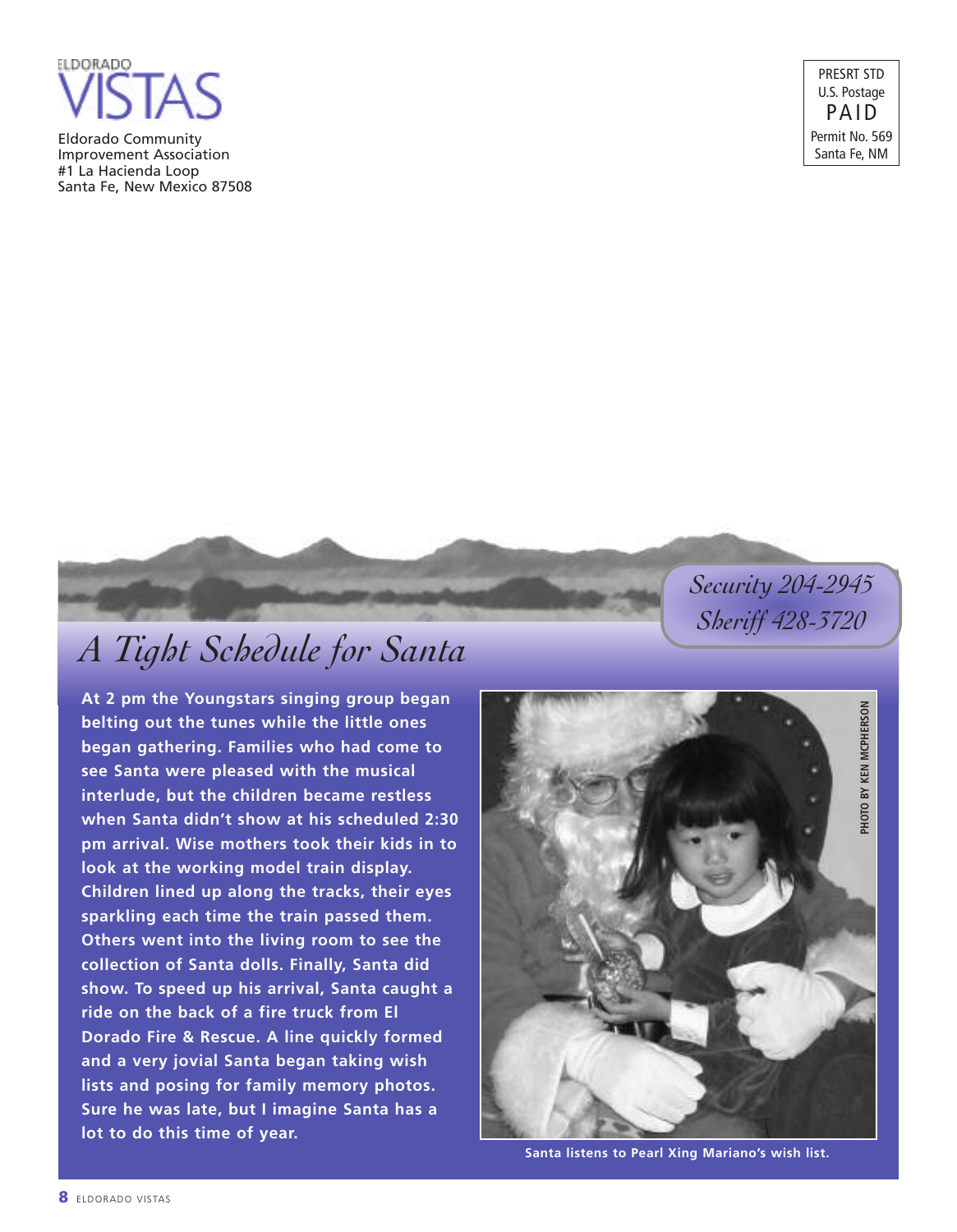ELDORADO VISTAS

Eldorado Community Improvement Association
#1 La Hacienda Loop
Santa Fe, New Mexico 87508

PRESRT STD
U.S. Postage
PAID
Permit No. 569
Santa Fe, NM

*Security 204-2945*
*Sheriff 428-3720*

# A Tight Schedule for Santa

**At 2 pm the Youngstars singing group began belting out the tunes while the little ones began gathering. Families who had come to see Santa were pleased with the musical interlude, but the children became restless when Santa didn't show at his scheduled 2:30 pm arrival. Wise mothers took their kids in to look at the working model train display. Children lined up along the tracks, their eyes sparkling each time the train passed them. Others went into the living room to see the collection of Santa dolls. Finally, Santa did show. To speed up his arrival, Santa caught a ride on the back of a fire truck from El Dorado Fire & Rescue. A line quickly formed and a very jovial Santa began taking wish lists and posing for family memory photos. Sure he was late, but I imagine Santa has a lot to do this time of year.**

PHOTO BY KEN MCPHERSON

**Santa listens to Pearl Xing Mariano's wish list.**